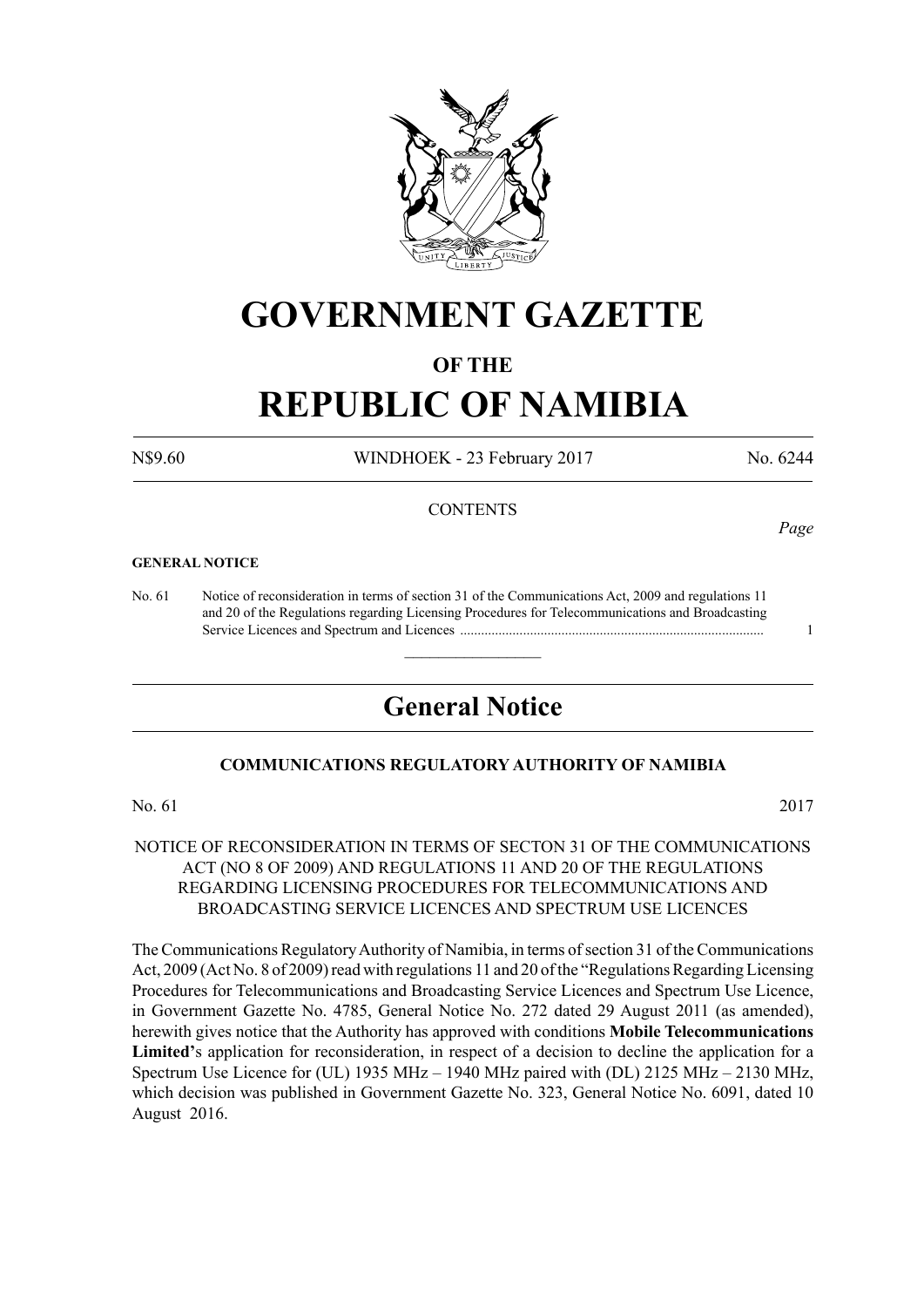# GOVERNMENT GAZETTE

## OF THE

# REPUBLIC OF NAMIBIA

N$9.60 WINDHOEK - 23 February 2017 No. 6244

CONTENTS

*Page*

**GENERAL NOTICE**

No. 61 Notice of reconsideration in terms of section 31 of the Communications Act, 2009 and regulations 11 and 20 of the Regulations regarding Licensing Procedures for Telecommunications and Broadcasting Service Licences and Spectrum and Licences ...................................................................................... 1

---

## General Notice

### COMMUNICATIONS REGULATORY AUTHORITY OF NAMIBIA

No. 61 2017

NOTICE OF RECONSIDERATION IN TERMS OF SECTON 31 OF THE COMMUNICATIONS ACT (NO 8 OF 2009) AND REGULATIONS 11 AND 20 OF THE REGULATIONS REGARDING LICENSING PROCEDURES FOR TELECOMMUNICATIONS AND BROADCASTING SERVICE LICENCES AND SPECTRUM USE LICENCES

The Communications Regulatory Authority of Namibia, in terms of section 31 of the Communications Act, 2009 (Act No. 8 of 2009) read with regulations 11 and 20 of the "Regulations Regarding Licensing Procedures for Telecommunications and Broadcasting Service Licences and Spectrum Use Licence, in Government Gazette No. 4785, General Notice No. 272 dated 29 August 2011 (as amended), herewith gives notice that the Authority has approved with conditions **Mobile Telecommunications Limited'**s application for reconsideration, in respect of a decision to decline the application for a Spectrum Use Licence for (UL) 1935 MHz – 1940 MHz paired with (DL) 2125 MHz – 2130 MHz, which decision was published in Government Gazette No. 323, General Notice No. 6091, dated 10 August 2016.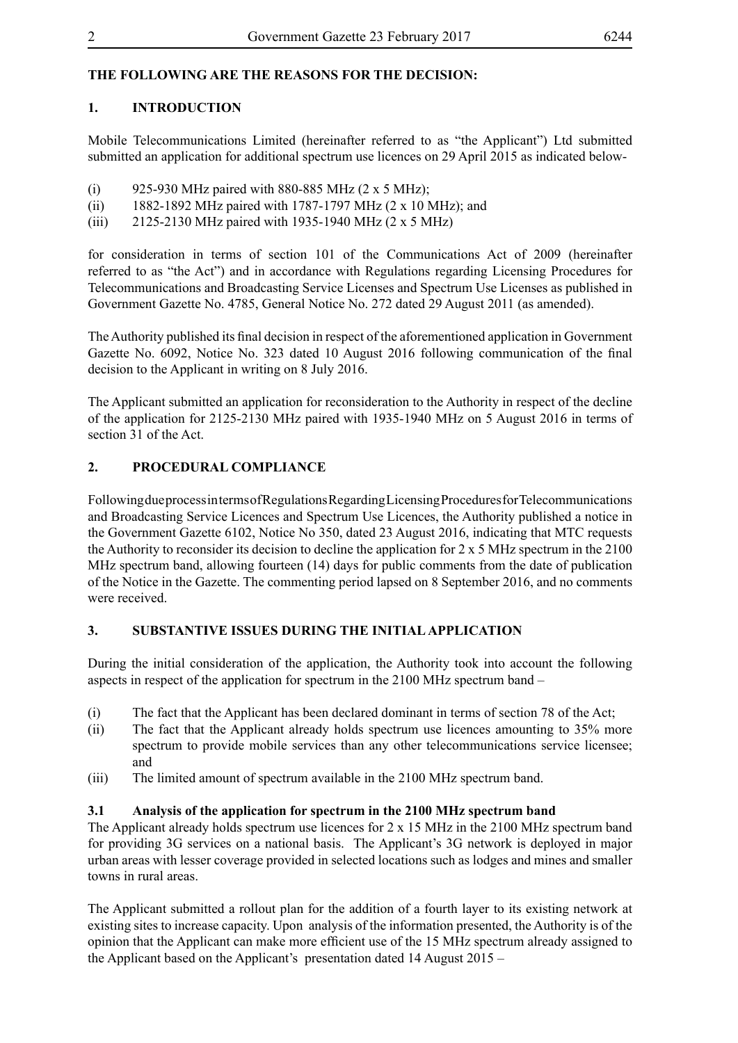**THE FOLLOWING ARE THE REASONS FOR THE DECISION:**

## 1. INTRODUCTION

Mobile Telecommunications Limited (hereinafter referred to as "the Applicant") Ltd submitted submitted an application for additional spectrum use licences on 29 April 2015 as indicated below-

(i) 925-930 MHz paired with 880-885 MHz (2 x 5 MHz);
(ii) 1882-1892 MHz paired with 1787-1797 MHz (2 x 10 MHz); and
(iii) 2125-2130 MHz paired with 1935-1940 MHz (2 x 5 MHz)

for consideration in terms of section 101 of the Communications Act of 2009 (hereinafter referred to as "the Act") and in accordance with Regulations regarding Licensing Procedures for Telecommunications and Broadcasting Service Licenses and Spectrum Use Licenses as published in Government Gazette No. 4785, General Notice No. 272 dated 29 August 2011 (as amended).

The Authority published its final decision in respect of the aforementioned application in Government Gazette No. 6092, Notice No. 323 dated 10 August 2016 following communication of the final decision to the Applicant in writing on 8 July 2016.

The Applicant submitted an application for reconsideration to the Authority in respect of the decline of the application for 2125-2130 MHz paired with 1935-1940 MHz on 5 August 2016 in terms of section 31 of the Act.

## 2. PROCEDURAL COMPLIANCE

Following due process in terms of Regulations Regarding Licensing Procedures for Telecommunications and Broadcasting Service Licences and Spectrum Use Licences, the Authority published a notice in the Government Gazette 6102, Notice No 350, dated 23 August 2016, indicating that MTC requests the Authority to reconsider its decision to decline the application for 2 x 5 MHz spectrum in the 2100 MHz spectrum band, allowing fourteen (14) days for public comments from the date of publication of the Notice in the Gazette. The commenting period lapsed on 8 September 2016, and no comments were received.

## 3. SUBSTANTIVE ISSUES DURING THE INITIAL APPLICATION

During the initial consideration of the application, the Authority took into account the following aspects in respect of the application for spectrum in the 2100 MHz spectrum band –

(i) The fact that the Applicant has been declared dominant in terms of section 78 of the Act;
(ii) The fact that the Applicant already holds spectrum use licences amounting to 35% more spectrum to provide mobile services than any other telecommunications service licensee; and
(iii) The limited amount of spectrum available in the 2100 MHz spectrum band.

### 3.1 Analysis of the application for spectrum in the 2100 MHz spectrum band

The Applicant already holds spectrum use licences for 2 x 15 MHz in the 2100 MHz spectrum band for providing 3G services on a national basis. The Applicant's 3G network is deployed in major urban areas with lesser coverage provided in selected locations such as lodges and mines and smaller towns in rural areas.

The Applicant submitted a rollout plan for the addition of a fourth layer to its existing network at existing sites to increase capacity. Upon analysis of the information presented, the Authority is of the opinion that the Applicant can make more efficient use of the 15 MHz spectrum already assigned to the Applicant based on the Applicant's presentation dated 14 August 2015 –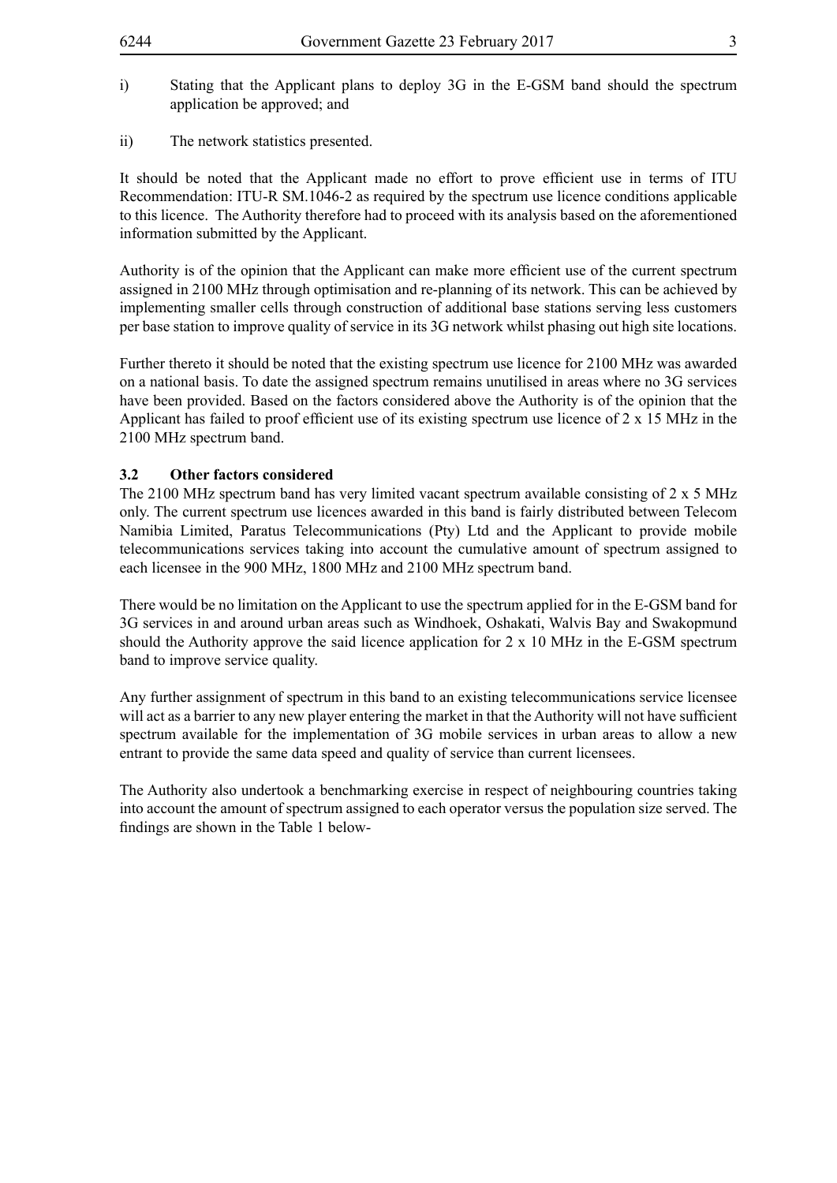i) Stating that the Applicant plans to deploy 3G in the E-GSM band should the spectrum application be approved; and

ii) The network statistics presented.

It should be noted that the Applicant made no effort to prove efficient use in terms of ITU Recommendation: ITU-R SM.1046-2 as required by the spectrum use licence conditions applicable to this licence. The Authority therefore had to proceed with its analysis based on the aforementioned information submitted by the Applicant.

Authority is of the opinion that the Applicant can make more efficient use of the current spectrum assigned in 2100 MHz through optimisation and re-planning of its network. This can be achieved by implementing smaller cells through construction of additional base stations serving less customers per base station to improve quality of service in its 3G network whilst phasing out high site locations.

Further thereto it should be noted that the existing spectrum use licence for 2100 MHz was awarded on a national basis. To date the assigned spectrum remains unutilised in areas where no 3G services have been provided. Based on the factors considered above the Authority is of the opinion that the Applicant has failed to proof efficient use of its existing spectrum use licence of 2 x 15 MHz in the 2100 MHz spectrum band.

### 3.2 Other factors considered

The 2100 MHz spectrum band has very limited vacant spectrum available consisting of 2 x 5 MHz only. The current spectrum use licences awarded in this band is fairly distributed between Telecom Namibia Limited, Paratus Telecommunications (Pty) Ltd and the Applicant to provide mobile telecommunications services taking into account the cumulative amount of spectrum assigned to each licensee in the 900 MHz, 1800 MHz and 2100 MHz spectrum band.

There would be no limitation on the Applicant to use the spectrum applied for in the E-GSM band for 3G services in and around urban areas such as Windhoek, Oshakati, Walvis Bay and Swakopmund should the Authority approve the said licence application for 2 x 10 MHz in the E-GSM spectrum band to improve service quality.

Any further assignment of spectrum in this band to an existing telecommunications service licensee will act as a barrier to any new player entering the market in that the Authority will not have sufficient spectrum available for the implementation of 3G mobile services in urban areas to allow a new entrant to provide the same data speed and quality of service than current licensees.

The Authority also undertook a benchmarking exercise in respect of neighbouring countries taking into account the amount of spectrum assigned to each operator versus the population size served. The findings are shown in the Table 1 below-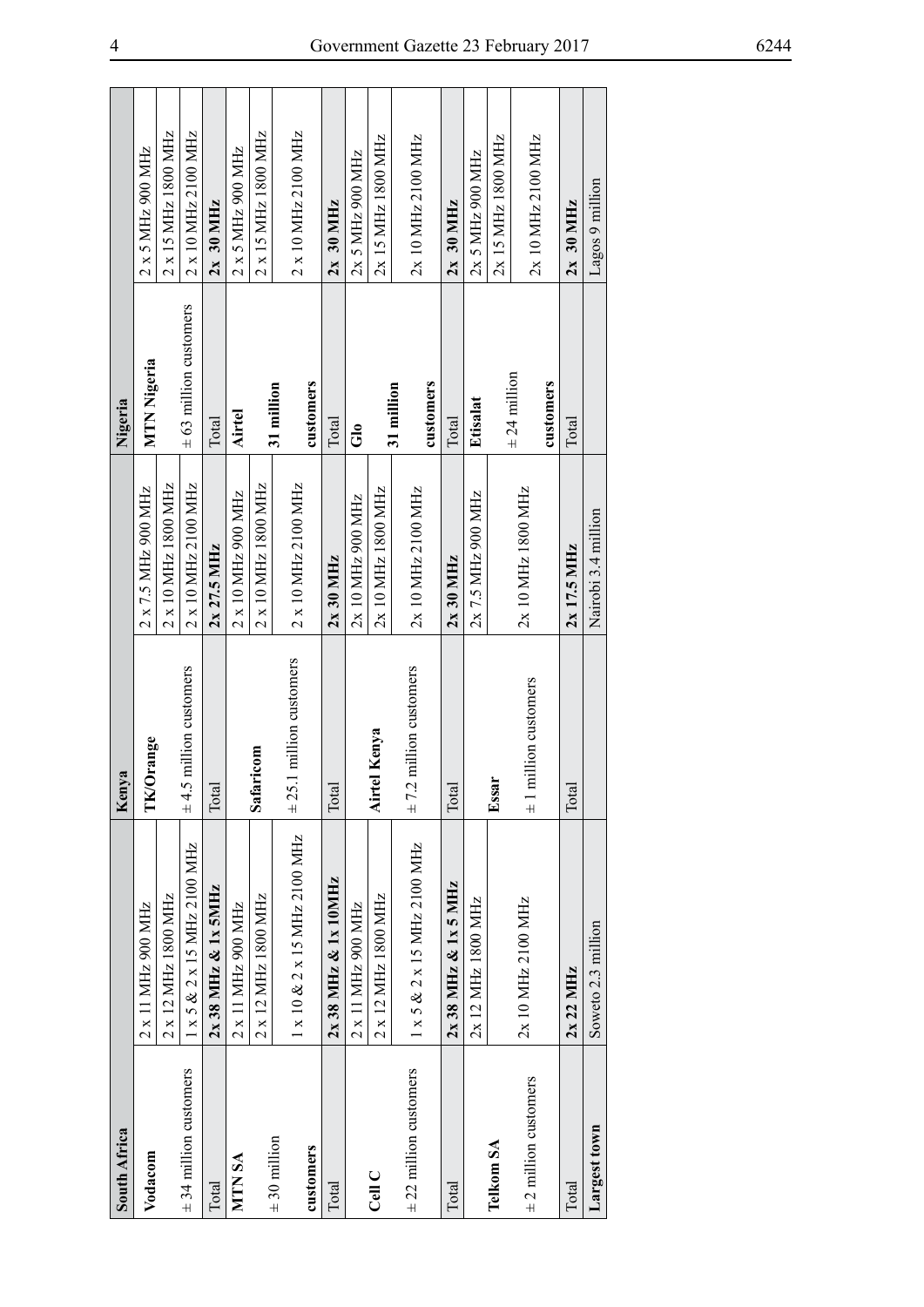| South Africa | | Kenya | | Nigeria | |
|---|---|---|---|---|---|
| **Vodacom** | 2 x 11 MHz 900 MHz | **TK/Orange** | 2 x 7.5 MHz 900 MHz | **MTN Nigeria** | 2 x 5 MHz 900 MHz |
| | 2 x 12 MHz 1800 MHz | | 2 x 10 MHz 1800 MHz | | 2 x 15 MHz 1800 MHz |
| ± 34 million customers | 1 x 5 & 2 x 15 MHz 2100 MHz | ± 4.5 million customers | 2 x 10 MHz 2100 MHz | ± 63 million customers | 2 x 10 MHz 2100 MHz |
| Total | **2x 38 MHz & 1x 5MHz** | Total | **2x 27.5 MHz** | Total | **2x 30 MHz** |
| **MTN SA** | 2 x 11 MHz 900 MHz | **Safaricom** | 2 x 10 MHz 900 MHz | **Airtel** | 2 x 5 MHz 900 MHz |
| ± 30 million | 2 x 12 MHz 1800 MHz | | 2 x 10 MHz 1800 MHz | **31 million** | 2 x 15 MHz 1800 MHz |
| **customers** | 1 x 10 & 2 x 15 MHz 2100 MHz | ± 25.1 million customers | 2 x 10 MHz 2100 MHz | **customers** | 2 x 10 MHz 2100 MHz |
| Total | **2x 38 MHz & 1x 10MHz** | Total | **2x 30 MHz** | Total | **2x 30 MHz** |
| **Cell C** | 2 x 11 MHz 900 MHz | **Airtel Kenya** | 2x 10 MHz 900 MHz | **Glo** | 2x 5 MHz 900 MHz |
| | 2 x 12 MHz 1800 MHz | | 2x 10 MHz 1800 MHz | **31 million** | 2x 15 MHz 1800 MHz |
| ± 22 million customers | 1 x 5 & 2 x 15 MHz 2100 MHz | ± 7.2 million customers | 2x 10 MHz 2100 MHz | **customers** | 2x 10 MHz 2100 MHz |
| Total | **2x 38 MHz & 1x 5 MHz** | Total | **2x 30 MHz** | Total | **2x 30 MHz** |
| **Telkom SA** | 2x 12 MHz 1800 MHz | **Essar** | 2x 7.5 MHz 900 MHz | **Etisalat** | 2x 5 MHz 900 MHz |
| | | | | ± 24 million | 2x 15 MHz 1800 MHz |
| ± 2 million customers | 2x 10 MHz 2100 MHz | ± 1 million customers | 2x 10 MHz 1800 MHz | **customers** | 2x 10 MHz 2100 MHz |
| Total | **2x 22 MHz** | Total | **2x 17.5 MHz** | Total | **2x 30 MHz** |
| **Largest town** | Soweto 2.3 million | | Nairobi 3.4 million | | Lagos 9 million |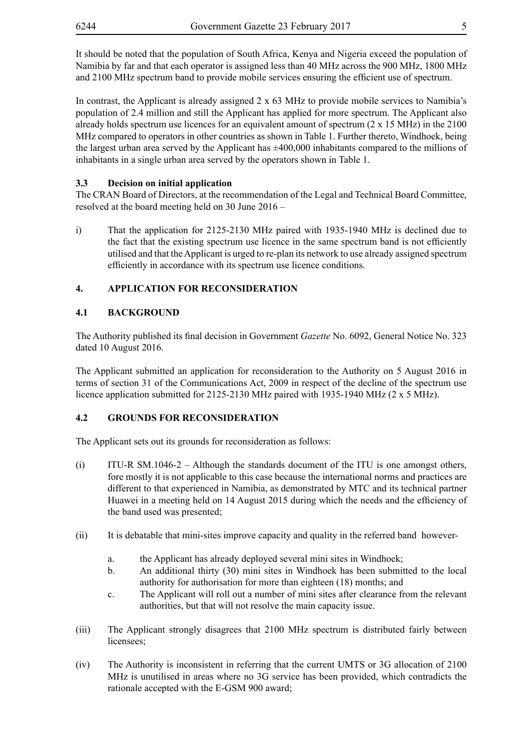It should be noted that the population of South Africa, Kenya and Nigeria exceed the population of Namibia by far and that each operator is assigned less than 40 MHz across the 900 MHz, 1800 MHz and 2100 MHz spectrum band to provide mobile services ensuring the efficient use of spectrum.

In contrast, the Applicant is already assigned 2 x 63 MHz to provide mobile services to Namibia's population of 2.4 million and still the Applicant has applied for more spectrum. The Applicant also already holds spectrum use licences for an equivalent amount of spectrum (2 x 15 MHz) in the 2100 MHz compared to operators in other countries as shown in Table 1. Further thereto, Windhoek, being the largest urban area served by the Applicant has ±400,000 inhabitants compared to the millions of inhabitants in a single urban area served by the operators shown in Table 1.

### 3.3 Decision on initial application

The CRAN Board of Directors, at the recommendation of the Legal and Technical Board Committee, resolved at the board meeting held on 30 June 2016 –

i) That the application for 2125-2130 MHz paired with 1935-1940 MHz is declined due to the fact that the existing spectrum use licence in the same spectrum band is not efficiently utilised and that the Applicant is urged to re-plan its network to use already assigned spectrum efficiently in accordance with its spectrum use licence conditions.

## 4. APPLICATION FOR RECONSIDERATION

### 4.1 BACKGROUND

The Authority published its final decision in Government *Gazette* No. 6092, General Notice No. 323 dated 10 August 2016.

The Applicant submitted an application for reconsideration to the Authority on 5 August 2016 in terms of section 31 of the Communications Act, 2009 in respect of the decline of the spectrum use licence application submitted for 2125-2130 MHz paired with 1935-1940 MHz (2 x 5 MHz).

### 4.2 GROUNDS FOR RECONSIDERATION

The Applicant sets out its grounds for reconsideration as follows:

(i) ITU-R SM.1046-2 – Although the standards document of the ITU is one amongst others, fore mostly it is not applicable to this case because the international norms and practices are different to that experienced in Namibia, as demonstrated by MTC and its technical partner Huawei in a meeting held on 14 August 2015 during which the needs and the efficiency of the band used was presented;

(ii) It is debatable that mini-sites improve capacity and quality in the referred band however-

  a. the Applicant has already deployed several mini sites in Windhoek;
  b. An additional thirty (30) mini sites in Windhoek has been submitted to the local authority for authorisation for more than eighteen (18) months; and
  c. The Applicant will roll out a number of mini sites after clearance from the relevant authorities, but that will not resolve the main capacity issue.

(iii) The Applicant strongly disagrees that 2100 MHz spectrum is distributed fairly between licensees;

(iv) The Authority is inconsistent in referring that the current UMTS or 3G allocation of 2100 MHz is unutilised in areas where no 3G service has been provided, which contradicts the rationale accepted with the E-GSM 900 award;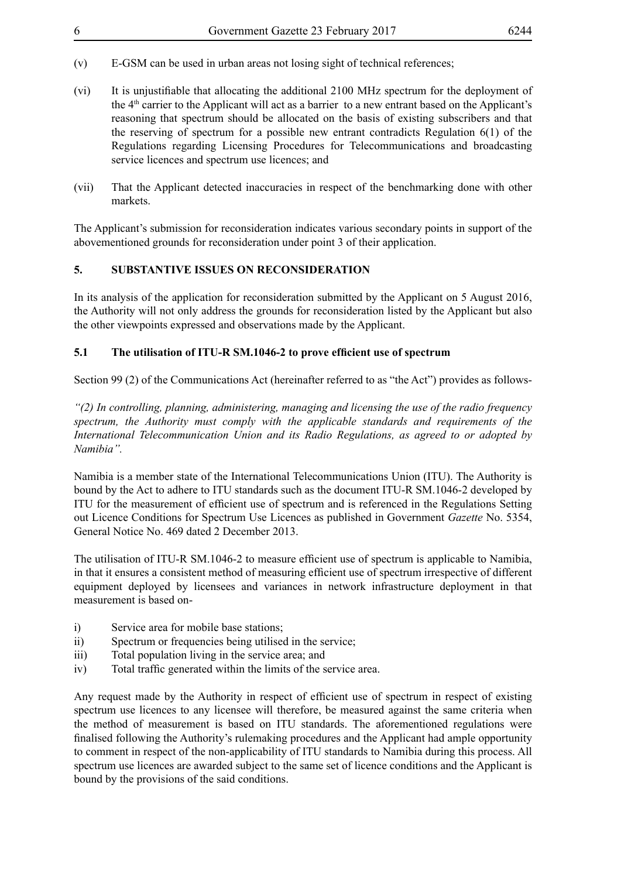(v) E-GSM can be used in urban areas not losing sight of technical references;

(vi) It is unjustifiable that allocating the additional 2100 MHz spectrum for the deployment of the 4th carrier to the Applicant will act as a barrier to a new entrant based on the Applicant's reasoning that spectrum should be allocated on the basis of existing subscribers and that the reserving of spectrum for a possible new entrant contradicts Regulation 6(1) of the Regulations regarding Licensing Procedures for Telecommunications and broadcasting service licences and spectrum use licences; and

(vii) That the Applicant detected inaccuracies in respect of the benchmarking done with other markets.

The Applicant's submission for reconsideration indicates various secondary points in support of the abovementioned grounds for reconsideration under point 3 of their application.

## 5. SUBSTANTIVE ISSUES ON RECONSIDERATION

In its analysis of the application for reconsideration submitted by the Applicant on 5 August 2016, the Authority will not only address the grounds for reconsideration listed by the Applicant but also the other viewpoints expressed and observations made by the Applicant.

### 5.1 The utilisation of ITU-R SM.1046-2 to prove efficient use of spectrum

Section 99 (2) of the Communications Act (hereinafter referred to as "the Act") provides as follows-

*"(2) In controlling, planning, administering, managing and licensing the use of the radio frequency spectrum, the Authority must comply with the applicable standards and requirements of the International Telecommunication Union and its Radio Regulations, as agreed to or adopted by Namibia".*

Namibia is a member state of the International Telecommunications Union (ITU). The Authority is bound by the Act to adhere to ITU standards such as the document ITU-R SM.1046-2 developed by ITU for the measurement of efficient use of spectrum and is referenced in the Regulations Setting out Licence Conditions for Spectrum Use Licences as published in Government *Gazette* No. 5354, General Notice No. 469 dated 2 December 2013.

The utilisation of ITU-R SM.1046-2 to measure efficient use of spectrum is applicable to Namibia, in that it ensures a consistent method of measuring efficient use of spectrum irrespective of different equipment deployed by licensees and variances in network infrastructure deployment in that measurement is based on-

i) Service area for mobile base stations;
ii) Spectrum or frequencies being utilised in the service;
iii) Total population living in the service area; and
iv) Total traffic generated within the limits of the service area.

Any request made by the Authority in respect of efficient use of spectrum in respect of existing spectrum use licences to any licensee will therefore, be measured against the same criteria when the method of measurement is based on ITU standards. The aforementioned regulations were finalised following the Authority's rulemaking procedures and the Applicant had ample opportunity to comment in respect of the non-applicability of ITU standards to Namibia during this process. All spectrum use licences are awarded subject to the same set of licence conditions and the Applicant is bound by the provisions of the said conditions.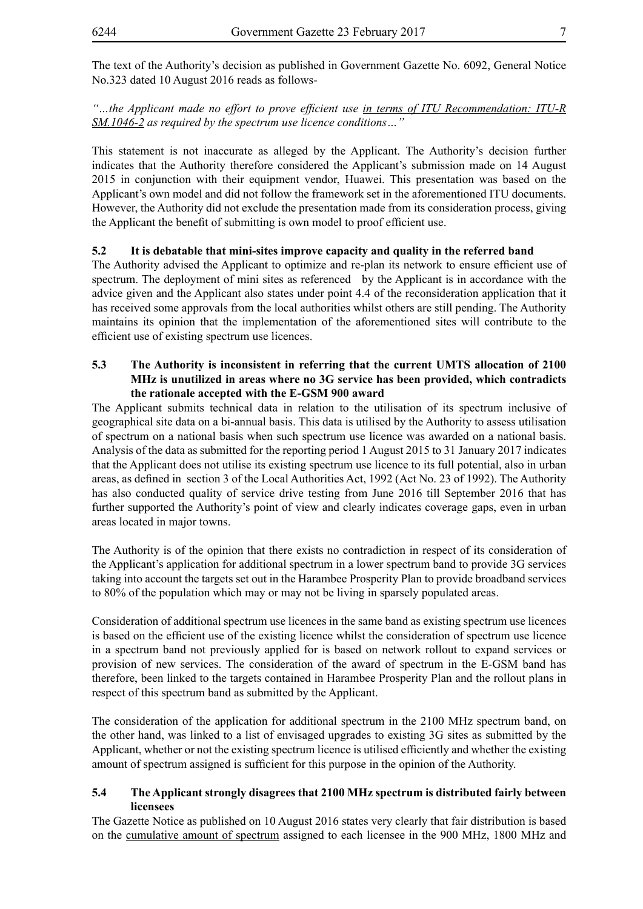The text of the Authority's decision as published in Government Gazette No. 6092, General Notice No.323 dated 10 August 2016 reads as follows-

*"…the Applicant made no effort to prove efficient use <u>in terms of ITU Recommendation: ITU-R SM.1046-2</u> as required by the spectrum use licence conditions…"*

This statement is not inaccurate as alleged by the Applicant. The Authority's decision further indicates that the Authority therefore considered the Applicant's submission made on 14 August 2015 in conjunction with their equipment vendor, Huawei. This presentation was based on the Applicant's own model and did not follow the framework set in the aforementioned ITU documents. However, the Authority did not exclude the presentation made from its consideration process, giving the Applicant the benefit of submitting is own model to proof efficient use.

**5.2 It is debatable that mini-sites improve capacity and quality in the referred band**

The Authority advised the Applicant to optimize and re-plan its network to ensure efficient use of spectrum. The deployment of mini sites as referenced by the Applicant is in accordance with the advice given and the Applicant also states under point 4.4 of the reconsideration application that it has received some approvals from the local authorities whilst others are still pending. The Authority maintains its opinion that the implementation of the aforementioned sites will contribute to the efficient use of existing spectrum use licences.

**5.3 The Authority is inconsistent in referring that the current UMTS allocation of 2100 MHz is unutilized in areas where no 3G service has been provided, which contradicts the rationale accepted with the E-GSM 900 award**

The Applicant submits technical data in relation to the utilisation of its spectrum inclusive of geographical site data on a bi-annual basis. This data is utilised by the Authority to assess utilisation of spectrum on a national basis when such spectrum use licence was awarded on a national basis. Analysis of the data as submitted for the reporting period 1 August 2015 to 31 January 2017 indicates that the Applicant does not utilise its existing spectrum use licence to its full potential, also in urban areas, as defined in section 3 of the Local Authorities Act, 1992 (Act No. 23 of 1992). The Authority has also conducted quality of service drive testing from June 2016 till September 2016 that has further supported the Authority's point of view and clearly indicates coverage gaps, even in urban areas located in major towns.

The Authority is of the opinion that there exists no contradiction in respect of its consideration of the Applicant's application for additional spectrum in a lower spectrum band to provide 3G services taking into account the targets set out in the Harambee Prosperity Plan to provide broadband services to 80% of the population which may or may not be living in sparsely populated areas.

Consideration of additional spectrum use licences in the same band as existing spectrum use licences is based on the efficient use of the existing licence whilst the consideration of spectrum use licence in a spectrum band not previously applied for is based on network rollout to expand services or provision of new services. The consideration of the award of spectrum in the E-GSM band has therefore, been linked to the targets contained in Harambee Prosperity Plan and the rollout plans in respect of this spectrum band as submitted by the Applicant.

The consideration of the application for additional spectrum in the 2100 MHz spectrum band, on the other hand, was linked to a list of envisaged upgrades to existing 3G sites as submitted by the Applicant, whether or not the existing spectrum licence is utilised efficiently and whether the existing amount of spectrum assigned is sufficient for this purpose in the opinion of the Authority.

**5.4 The Applicant strongly disagrees that 2100 MHz spectrum is distributed fairly between licensees**

The Gazette Notice as published on 10 August 2016 states very clearly that fair distribution is based on the <u>cumulative amount of spectrum</u> assigned to each licensee in the 900 MHz, 1800 MHz and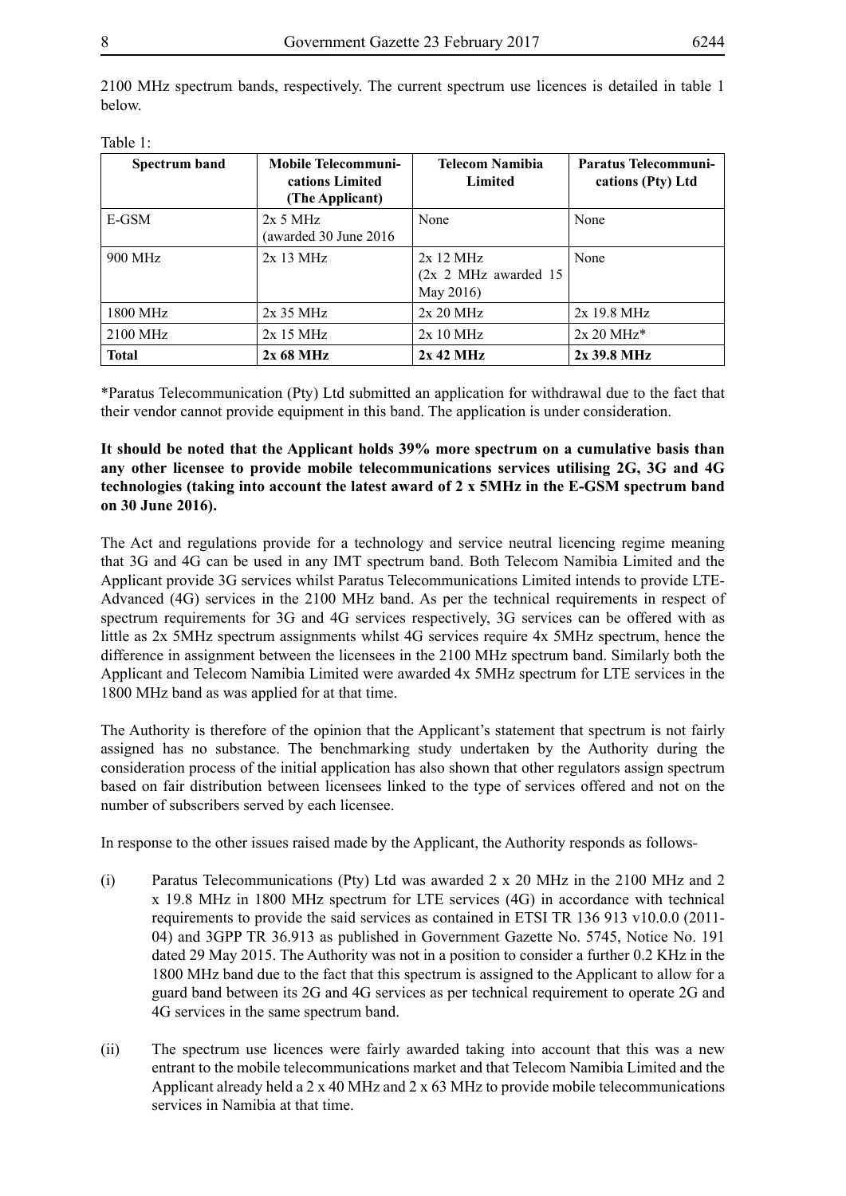2100 MHz spectrum bands, respectively. The current spectrum use licences is detailed in table 1 below.

Table 1:

| Spectrum band | Mobile Telecommunications Limited (The Applicant) | Telecom Namibia Limited | Paratus Telecommunications (Pty) Ltd |
|---|---|---|---|
| E-GSM | 2x 5 MHz (awarded 30 June 2016 | None | None |
| 900 MHz | 2x 13 MHz | 2x 12 MHz (2x 2 MHz awarded 15 May 2016) | None |
| 1800 MHz | 2x 35 MHz | 2x 20 MHz | 2x 19.8 MHz |
| 2100 MHz | 2x 15 MHz | 2x 10 MHz | 2x 20 MHz* |
| **Total** | **2x 68 MHz** | **2x 42 MHz** | **2x 39.8 MHz** |

*Paratus Telecommunication (Pty) Ltd submitted an application for withdrawal due to the fact that their vendor cannot provide equipment in this band. The application is under consideration.

**It should be noted that the Applicant holds 39% more spectrum on a cumulative basis than any other licensee to provide mobile telecommunications services utilising 2G, 3G and 4G technologies (taking into account the latest award of 2 x 5MHz in the E-GSM spectrum band on 30 June 2016).**

The Act and regulations provide for a technology and service neutral licencing regime meaning that 3G and 4G can be used in any IMT spectrum band. Both Telecom Namibia Limited and the Applicant provide 3G services whilst Paratus Telecommunications Limited intends to provide LTE-Advanced (4G) services in the 2100 MHz band. As per the technical requirements in respect of spectrum requirements for 3G and 4G services respectively, 3G services can be offered with as little as 2x 5MHz spectrum assignments whilst 4G services require 4x 5MHz spectrum, hence the difference in assignment between the licensees in the 2100 MHz spectrum band. Similarly both the Applicant and Telecom Namibia Limited were awarded 4x 5MHz spectrum for LTE services in the 1800 MHz band as was applied for at that time.

The Authority is therefore of the opinion that the Applicant's statement that spectrum is not fairly assigned has no substance. The benchmarking study undertaken by the Authority during the consideration process of the initial application has also shown that other regulators assign spectrum based on fair distribution between licensees linked to the type of services offered and not on the number of subscribers served by each licensee.

In response to the other issues raised made by the Applicant, the Authority responds as follows-

(i) Paratus Telecommunications (Pty) Ltd was awarded 2 x 20 MHz in the 2100 MHz and 2 x 19.8 MHz in 1800 MHz spectrum for LTE services (4G) in accordance with technical requirements to provide the said services as contained in ETSI TR 136 913 v10.0.0 (2011-04) and 3GPP TR 36.913 as published in Government Gazette No. 5745, Notice No. 191 dated 29 May 2015. The Authority was not in a position to consider a further 0.2 KHz in the 1800 MHz band due to the fact that this spectrum is assigned to the Applicant to allow for a guard band between its 2G and 4G services as per technical requirement to operate 2G and 4G services in the same spectrum band.

(ii) The spectrum use licences were fairly awarded taking into account that this was a new entrant to the mobile telecommunications market and that Telecom Namibia Limited and the Applicant already held a 2 x 40 MHz and 2 x 63 MHz to provide mobile telecommunications services in Namibia at that time.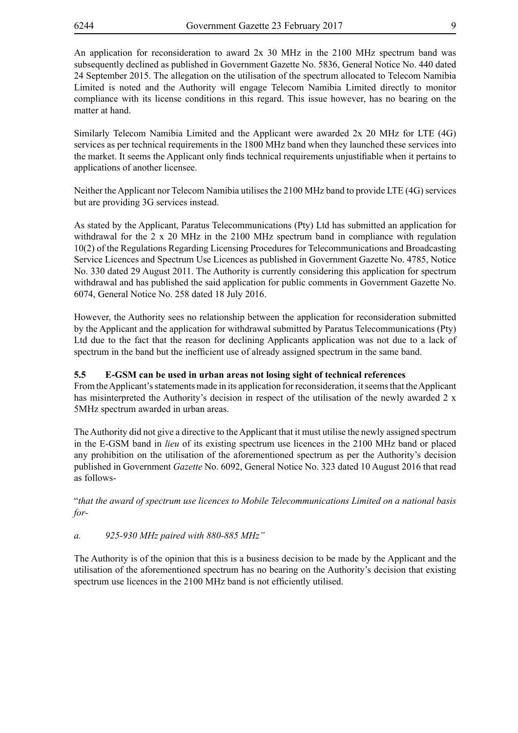An application for reconsideration to award 2x 30 MHz in the 2100 MHz spectrum band was subsequently declined as published in Government Gazette No. 5836, General Notice No. 440 dated 24 September 2015. The allegation on the utilisation of the spectrum allocated to Telecom Namibia Limited is noted and the Authority will engage Telecom Namibia Limited directly to monitor compliance with its license conditions in this regard. This issue however, has no bearing on the matter at hand.

Similarly Telecom Namibia Limited and the Applicant were awarded 2x 20 MHz for LTE (4G) services as per technical requirements in the 1800 MHz band when they launched these services into the market. It seems the Applicant only finds technical requirements unjustifiable when it pertains to applications of another licensee.

Neither the Applicant nor Telecom Namibia utilises the 2100 MHz band to provide LTE (4G) services but are providing 3G services instead.

As stated by the Applicant, Paratus Telecommunications (Pty) Ltd has submitted an application for withdrawal for the 2 x 20 MHz in the 2100 MHz spectrum band in compliance with regulation 10(2) of the Regulations Regarding Licensing Procedures for Telecommunications and Broadcasting Service Licences and Spectrum Use Licences as published in Government Gazette No. 4785, Notice No. 330 dated 29 August 2011. The Authority is currently considering this application for spectrum withdrawal and has published the said application for public comments in Government Gazette No. 6074, General Notice No. 258 dated 18 July 2016.

However, the Authority sees no relationship between the application for reconsideration submitted by the Applicant and the application for withdrawal submitted by Paratus Telecommunications (Pty) Ltd due to the fact that the reason for declining Applicants application was not due to a lack of spectrum in the band but the inefficient use of already assigned spectrum in the same band.

### 5.5 E-GSM can be used in urban areas not losing sight of technical references

From the Applicant's statements made in its application for reconsideration, it seems that the Applicant has misinterpreted the Authority's decision in respect of the utilisation of the newly awarded 2 x 5MHz spectrum awarded in urban areas.

The Authority did not give a directive to the Applicant that it must utilise the newly assigned spectrum in the E-GSM band in *lieu* of its existing spectrum use licences in the 2100 MHz band or placed any prohibition on the utilisation of the aforementioned spectrum as per the Authority's decision published in Government *Gazette* No. 6092, General Notice No. 323 dated 10 August 2016 that read as follows-

"*that the award of spectrum use licences to Mobile Telecommunications Limited on a national basis for-*

*a. 925-930 MHz paired with 880-885 MHz"*

The Authority is of the opinion that this is a business decision to be made by the Applicant and the utilisation of the aforementioned spectrum has no bearing on the Authority's decision that existing spectrum use licences in the 2100 MHz band is not efficiently utilised.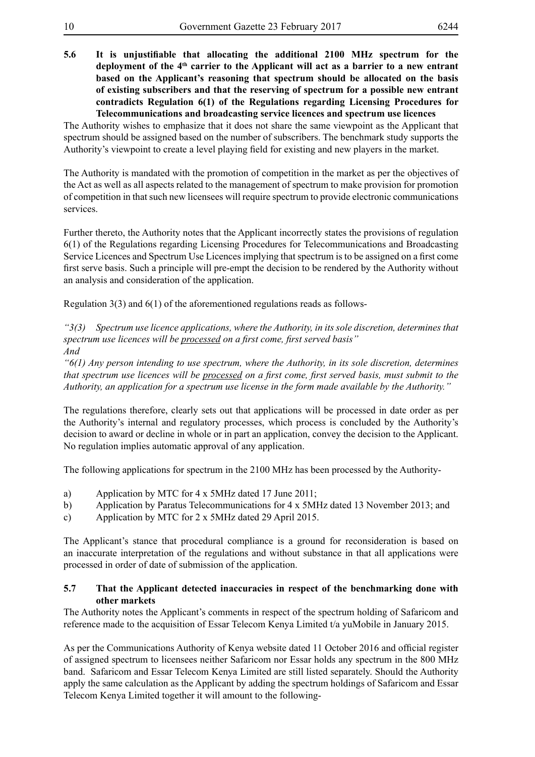**5.6 It is unjustifiable that allocating the additional 2100 MHz spectrum for the deployment of the 4th carrier to the Applicant will act as a barrier to a new entrant based on the Applicant's reasoning that spectrum should be allocated on the basis of existing subscribers and that the reserving of spectrum for a possible new entrant contradicts Regulation 6(1) of the Regulations regarding Licensing Procedures for Telecommunications and broadcasting service licences and spectrum use licences**

The Authority wishes to emphasize that it does not share the same viewpoint as the Applicant that spectrum should be assigned based on the number of subscribers. The benchmark study supports the Authority's viewpoint to create a level playing field for existing and new players in the market.

The Authority is mandated with the promotion of competition in the market as per the objectives of the Act as well as all aspects related to the management of spectrum to make provision for promotion of competition in that such new licensees will require spectrum to provide electronic communications services.

Further thereto, the Authority notes that the Applicant incorrectly states the provisions of regulation 6(1) of the Regulations regarding Licensing Procedures for Telecommunications and Broadcasting Service Licences and Spectrum Use Licences implying that spectrum is to be assigned on a first come first serve basis. Such a principle will pre-empt the decision to be rendered by the Authority without an analysis and consideration of the application.

Regulation 3(3) and 6(1) of the aforementioned regulations reads as follows-

*"3(3) Spectrum use licence applications, where the Authority, in its sole discretion, determines that spectrum use licences will be <u>processed</u> on a first come, first served basis"*
*And*
*"6(1) Any person intending to use spectrum, where the Authority, in its sole discretion, determines that spectrum use licences will be <u>processed</u> on a first come, first served basis, must submit to the Authority, an application for a spectrum use license in the form made available by the Authority."*

The regulations therefore, clearly sets out that applications will be processed in date order as per the Authority's internal and regulatory processes, which process is concluded by the Authority's decision to award or decline in whole or in part an application, convey the decision to the Applicant. No regulation implies automatic approval of any application.

The following applications for spectrum in the 2100 MHz has been processed by the Authority-

a) Application by MTC for 4 x 5MHz dated 17 June 2011;
b) Application by Paratus Telecommunications for 4 x 5MHz dated 13 November 2013; and
c) Application by MTC for 2 x 5MHz dated 29 April 2015.

The Applicant's stance that procedural compliance is a ground for reconsideration is based on an inaccurate interpretation of the regulations and without substance in that all applications were processed in order of date of submission of the application.

**5.7 That the Applicant detected inaccuracies in respect of the benchmarking done with other markets**

The Authority notes the Applicant's comments in respect of the spectrum holding of Safaricom and reference made to the acquisition of Essar Telecom Kenya Limited t/a yuMobile in January 2015.

As per the Communications Authority of Kenya website dated 11 October 2016 and official register of assigned spectrum to licensees neither Safaricom nor Essar holds any spectrum in the 800 MHz band. Safaricom and Essar Telecom Kenya Limited are still listed separately. Should the Authority apply the same calculation as the Applicant by adding the spectrum holdings of Safaricom and Essar Telecom Kenya Limited together it will amount to the following-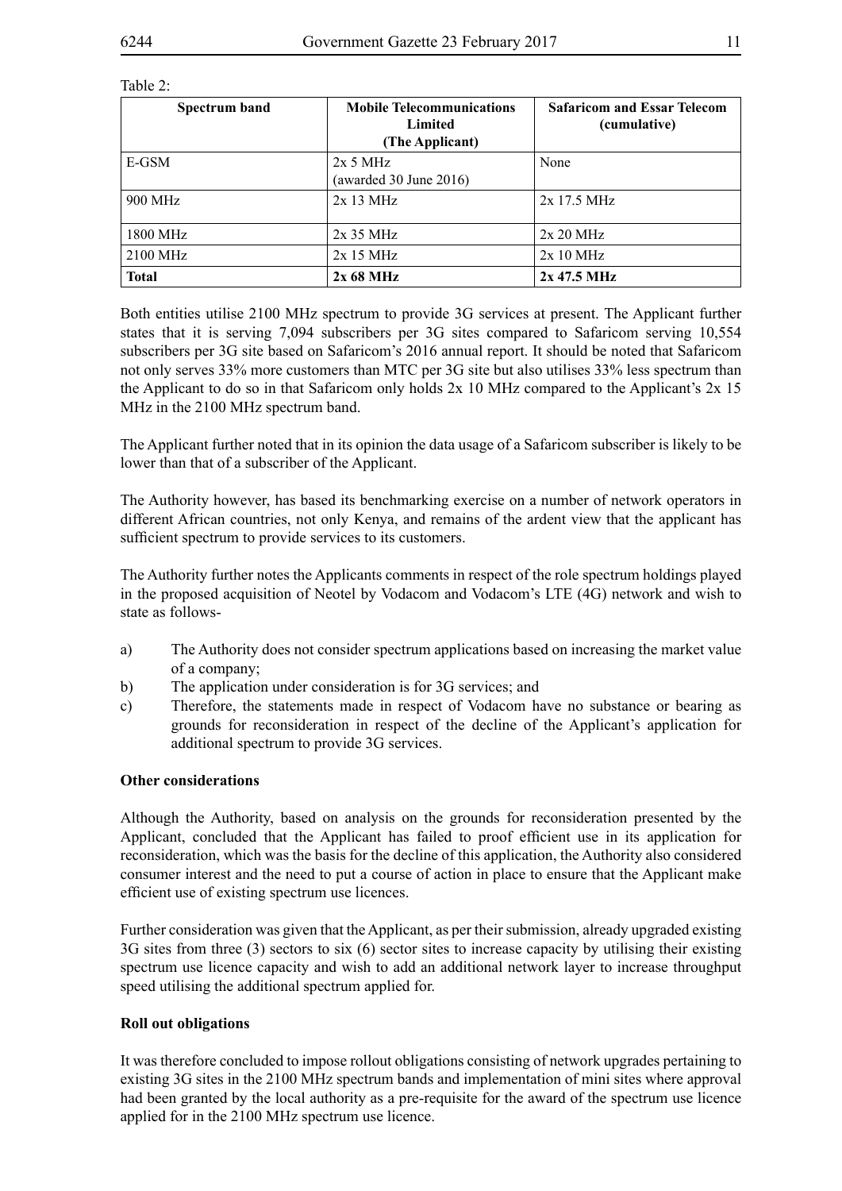Table 2:

| Spectrum band | Mobile Telecommunications Limited (The Applicant) | Safaricom and Essar Telecom (cumulative) |
|---|---|---|
| E-GSM | 2x 5 MHz (awarded 30 June 2016) | None |
| 900 MHz | 2x 13 MHz | 2x 17.5 MHz |
| 1800 MHz | 2x 35 MHz | 2x 20 MHz |
| 2100 MHz | 2x 15 MHz | 2x 10 MHz |
| **Total** | **2x 68 MHz** | **2x 47.5 MHz** |

Both entities utilise 2100 MHz spectrum to provide 3G services at present. The Applicant further states that it is serving 7,094 subscribers per 3G sites compared to Safaricom serving 10,554 subscribers per 3G site based on Safaricom's 2016 annual report. It should be noted that Safaricom not only serves 33% more customers than MTC per 3G site but also utilises 33% less spectrum than the Applicant to do so in that Safaricom only holds 2x 10 MHz compared to the Applicant's 2x 15 MHz in the 2100 MHz spectrum band.

The Applicant further noted that in its opinion the data usage of a Safaricom subscriber is likely to be lower than that of a subscriber of the Applicant.

The Authority however, has based its benchmarking exercise on a number of network operators in different African countries, not only Kenya, and remains of the ardent view that the applicant has sufficient spectrum to provide services to its customers.

The Authority further notes the Applicants comments in respect of the role spectrum holdings played in the proposed acquisition of Neotel by Vodacom and Vodacom's LTE (4G) network and wish to state as follows-

a) The Authority does not consider spectrum applications based on increasing the market value of a company;
b) The application under consideration is for 3G services; and
c) Therefore, the statements made in respect of Vodacom have no substance or bearing as grounds for reconsideration in respect of the decline of the Applicant's application for additional spectrum to provide 3G services.

**Other considerations**

Although the Authority, based on analysis on the grounds for reconsideration presented by the Applicant, concluded that the Applicant has failed to proof efficient use in its application for reconsideration, which was the basis for the decline of this application, the Authority also considered consumer interest and the need to put a course of action in place to ensure that the Applicant make efficient use of existing spectrum use licences.

Further consideration was given that the Applicant, as per their submission, already upgraded existing 3G sites from three (3) sectors to six (6) sector sites to increase capacity by utilising their existing spectrum use licence capacity and wish to add an additional network layer to increase throughput speed utilising the additional spectrum applied for.

**Roll out obligations**

It was therefore concluded to impose rollout obligations consisting of network upgrades pertaining to existing 3G sites in the 2100 MHz spectrum bands and implementation of mini sites where approval had been granted by the local authority as a pre-requisite for the award of the spectrum use licence applied for in the 2100 MHz spectrum use licence.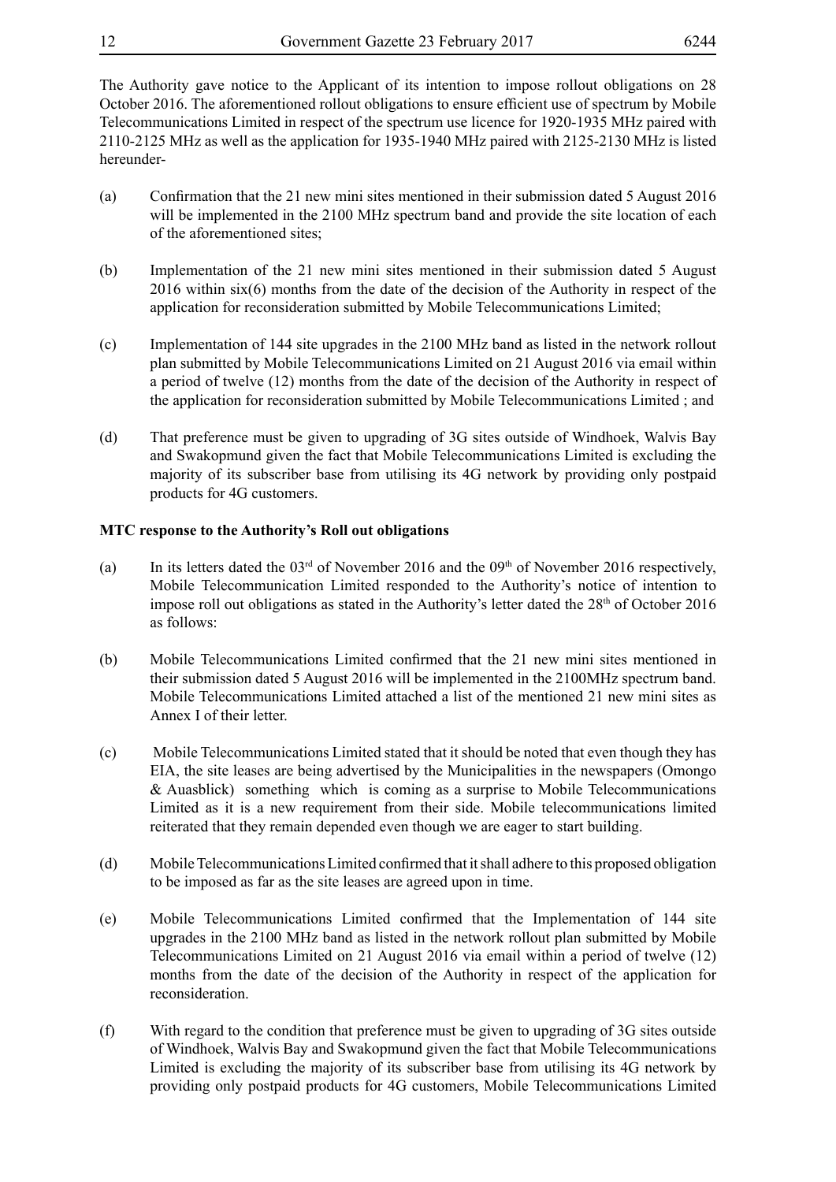The Authority gave notice to the Applicant of its intention to impose rollout obligations on 28 October 2016. The aforementioned rollout obligations to ensure efficient use of spectrum by Mobile Telecommunications Limited in respect of the spectrum use licence for 1920-1935 MHz paired with 2110-2125 MHz as well as the application for 1935-1940 MHz paired with 2125-2130 MHz is listed hereunder-

(a) Confirmation that the 21 new mini sites mentioned in their submission dated 5 August 2016 will be implemented in the 2100 MHz spectrum band and provide the site location of each of the aforementioned sites;

(b) Implementation of the 21 new mini sites mentioned in their submission dated 5 August 2016 within six(6) months from the date of the decision of the Authority in respect of the application for reconsideration submitted by Mobile Telecommunications Limited;

(c) Implementation of 144 site upgrades in the 2100 MHz band as listed in the network rollout plan submitted by Mobile Telecommunications Limited on 21 August 2016 via email within a period of twelve (12) months from the date of the decision of the Authority in respect of the application for reconsideration submitted by Mobile Telecommunications Limited ; and

(d) That preference must be given to upgrading of 3G sites outside of Windhoek, Walvis Bay and Swakopmund given the fact that Mobile Telecommunications Limited is excluding the majority of its subscriber base from utilising its 4G network by providing only postpaid products for 4G customers.

**MTC response to the Authority's Roll out obligations**

(a) In its letters dated the 03rd of November 2016 and the 09th of November 2016 respectively, Mobile Telecommunication Limited responded to the Authority's notice of intention to impose roll out obligations as stated in the Authority's letter dated the 28th of October 2016 as follows:

(b) Mobile Telecommunications Limited confirmed that the 21 new mini sites mentioned in their submission dated 5 August 2016 will be implemented in the 2100MHz spectrum band. Mobile Telecommunications Limited attached a list of the mentioned 21 new mini sites as Annex I of their letter.

(c) Mobile Telecommunications Limited stated that it should be noted that even though they has EIA, the site leases are being advertised by the Municipalities in the newspapers (Omongo & Auasblick) something which is coming as a surprise to Mobile Telecommunications Limited as it is a new requirement from their side. Mobile telecommunications limited reiterated that they remain depended even though we are eager to start building.

(d) Mobile Telecommunications Limited confirmed that it shall adhere to this proposed obligation to be imposed as far as the site leases are agreed upon in time.

(e) Mobile Telecommunications Limited confirmed that the Implementation of 144 site upgrades in the 2100 MHz band as listed in the network rollout plan submitted by Mobile Telecommunications Limited on 21 August 2016 via email within a period of twelve (12) months from the date of the decision of the Authority in respect of the application for reconsideration.

(f) With regard to the condition that preference must be given to upgrading of 3G sites outside of Windhoek, Walvis Bay and Swakopmund given the fact that Mobile Telecommunications Limited is excluding the majority of its subscriber base from utilising its 4G network by providing only postpaid products for 4G customers, Mobile Telecommunications Limited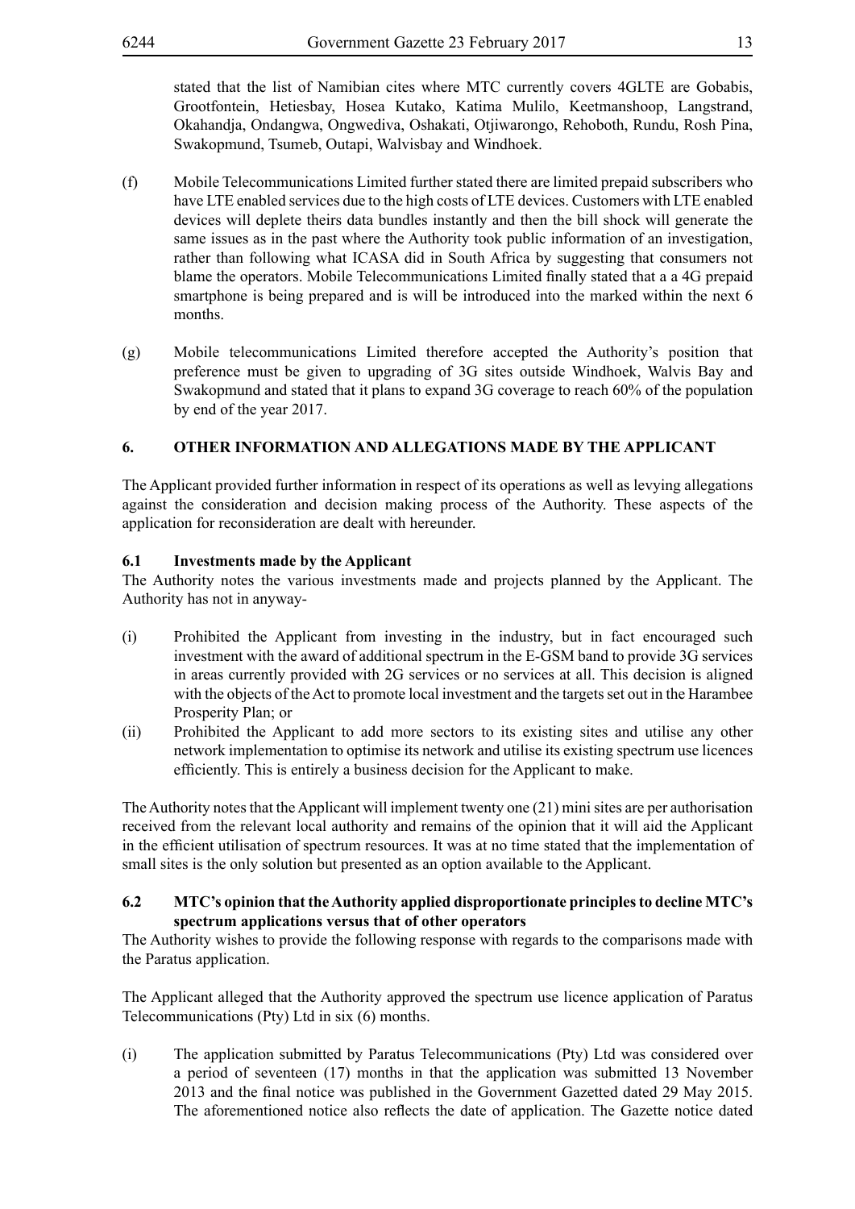stated that the list of Namibian cites where MTC currently covers 4GLTE are Gobabis, Grootfontein, Hetiesbay, Hosea Kutako, Katima Mulilo, Keetmanshoop, Langstrand, Okahandja, Ondangwa, Ongwediva, Oshakati, Otjiwarongo, Rehoboth, Rundu, Rosh Pina, Swakopmund, Tsumeb, Outapi, Walvisbay and Windhoek.

(f) Mobile Telecommunications Limited further stated there are limited prepaid subscribers who have LTE enabled services due to the high costs of LTE devices. Customers with LTE enabled devices will deplete theirs data bundles instantly and then the bill shock will generate the same issues as in the past where the Authority took public information of an investigation, rather than following what ICASA did in South Africa by suggesting that consumers not blame the operators. Mobile Telecommunications Limited finally stated that a a 4G prepaid smartphone is being prepared and is will be introduced into the marked within the next 6 months.

(g) Mobile telecommunications Limited therefore accepted the Authority's position that preference must be given to upgrading of 3G sites outside Windhoek, Walvis Bay and Swakopmund and stated that it plans to expand 3G coverage to reach 60% of the population by end of the year 2017.

## 6. OTHER INFORMATION AND ALLEGATIONS MADE BY THE APPLICANT

The Applicant provided further information in respect of its operations as well as levying allegations against the consideration and decision making process of the Authority. These aspects of the application for reconsideration are dealt with hereunder.

### 6.1 Investments made by the Applicant

The Authority notes the various investments made and projects planned by the Applicant. The Authority has not in anyway-

(i) Prohibited the Applicant from investing in the industry, but in fact encouraged such investment with the award of additional spectrum in the E-GSM band to provide 3G services in areas currently provided with 2G services or no services at all. This decision is aligned with the objects of the Act to promote local investment and the targets set out in the Harambee Prosperity Plan; or

(ii) Prohibited the Applicant to add more sectors to its existing sites and utilise any other network implementation to optimise its network and utilise its existing spectrum use licences efficiently. This is entirely a business decision for the Applicant to make.

The Authority notes that the Applicant will implement twenty one (21) mini sites are per authorisation received from the relevant local authority and remains of the opinion that it will aid the Applicant in the efficient utilisation of spectrum resources. It was at no time stated that the implementation of small sites is the only solution but presented as an option available to the Applicant.

### 6.2 MTC's opinion that the Authority applied disproportionate principles to decline MTC's spectrum applications versus that of other operators

The Authority wishes to provide the following response with regards to the comparisons made with the Paratus application.

The Applicant alleged that the Authority approved the spectrum use licence application of Paratus Telecommunications (Pty) Ltd in six (6) months.

(i) The application submitted by Paratus Telecommunications (Pty) Ltd was considered over a period of seventeen (17) months in that the application was submitted 13 November 2013 and the final notice was published in the Government Gazetted dated 29 May 2015. The aforementioned notice also reflects the date of application. The Gazette notice dated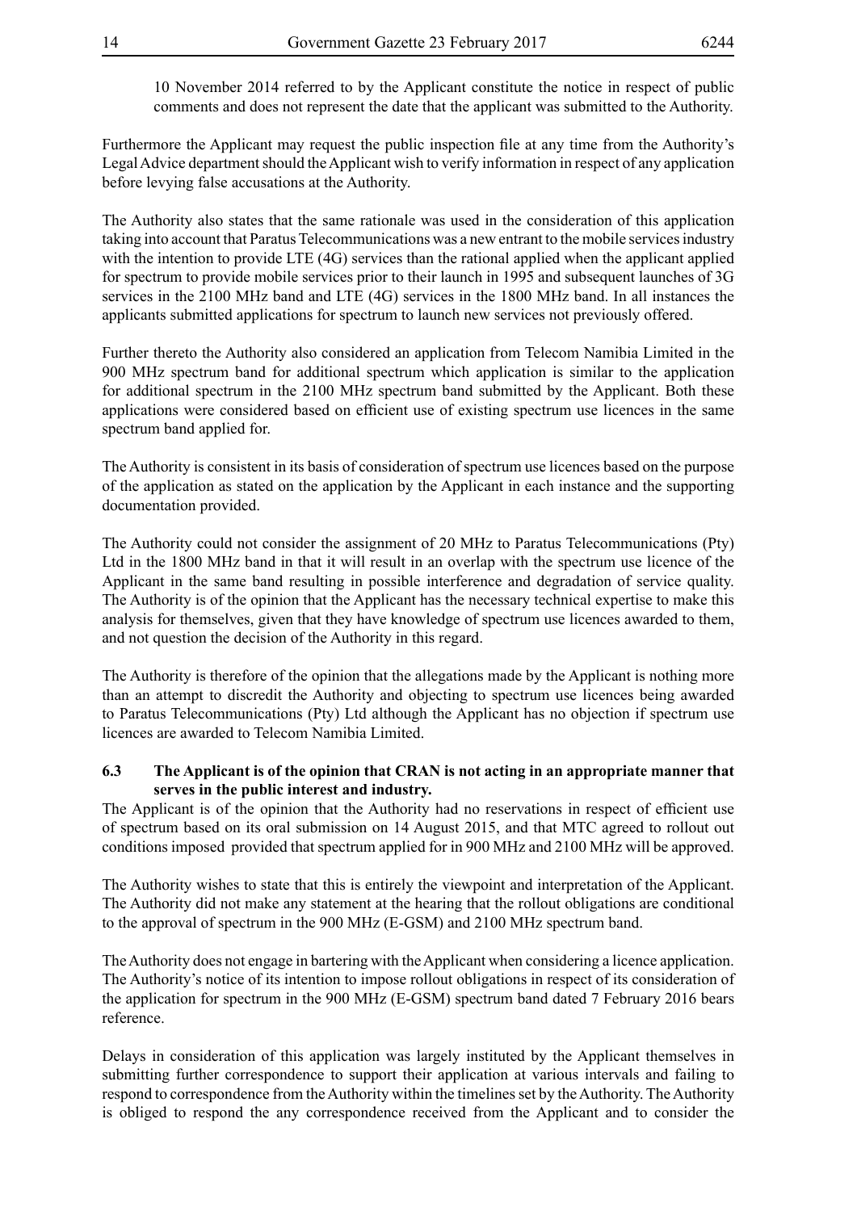10 November 2014 referred to by the Applicant constitute the notice in respect of public comments and does not represent the date that the applicant was submitted to the Authority.

Furthermore the Applicant may request the public inspection file at any time from the Authority's Legal Advice department should the Applicant wish to verify information in respect of any application before levying false accusations at the Authority.

The Authority also states that the same rationale was used in the consideration of this application taking into account that Paratus Telecommunications was a new entrant to the mobile services industry with the intention to provide LTE (4G) services than the rational applied when the applicant applied for spectrum to provide mobile services prior to their launch in 1995 and subsequent launches of 3G services in the 2100 MHz band and LTE (4G) services in the 1800 MHz band. In all instances the applicants submitted applications for spectrum to launch new services not previously offered.

Further thereto the Authority also considered an application from Telecom Namibia Limited in the 900 MHz spectrum band for additional spectrum which application is similar to the application for additional spectrum in the 2100 MHz spectrum band submitted by the Applicant. Both these applications were considered based on efficient use of existing spectrum use licences in the same spectrum band applied for.

The Authority is consistent in its basis of consideration of spectrum use licences based on the purpose of the application as stated on the application by the Applicant in each instance and the supporting documentation provided.

The Authority could not consider the assignment of 20 MHz to Paratus Telecommunications (Pty) Ltd in the 1800 MHz band in that it will result in an overlap with the spectrum use licence of the Applicant in the same band resulting in possible interference and degradation of service quality. The Authority is of the opinion that the Applicant has the necessary technical expertise to make this analysis for themselves, given that they have knowledge of spectrum use licences awarded to them, and not question the decision of the Authority in this regard.

The Authority is therefore of the opinion that the allegations made by the Applicant is nothing more than an attempt to discredit the Authority and objecting to spectrum use licences being awarded to Paratus Telecommunications (Pty) Ltd although the Applicant has no objection if spectrum use licences are awarded to Telecom Namibia Limited.

**6.3 The Applicant is of the opinion that CRAN is not acting in an appropriate manner that serves in the public interest and industry.**

The Applicant is of the opinion that the Authority had no reservations in respect of efficient use of spectrum based on its oral submission on 14 August 2015, and that MTC agreed to rollout out conditions imposed provided that spectrum applied for in 900 MHz and 2100 MHz will be approved.

The Authority wishes to state that this is entirely the viewpoint and interpretation of the Applicant. The Authority did not make any statement at the hearing that the rollout obligations are conditional to the approval of spectrum in the 900 MHz (E-GSM) and 2100 MHz spectrum band.

The Authority does not engage in bartering with the Applicant when considering a licence application. The Authority's notice of its intention to impose rollout obligations in respect of its consideration of the application for spectrum in the 900 MHz (E-GSM) spectrum band dated 7 February 2016 bears reference.

Delays in consideration of this application was largely instituted by the Applicant themselves in submitting further correspondence to support their application at various intervals and failing to respond to correspondence from the Authority within the timelines set by the Authority. The Authority is obliged to respond the any correspondence received from the Applicant and to consider the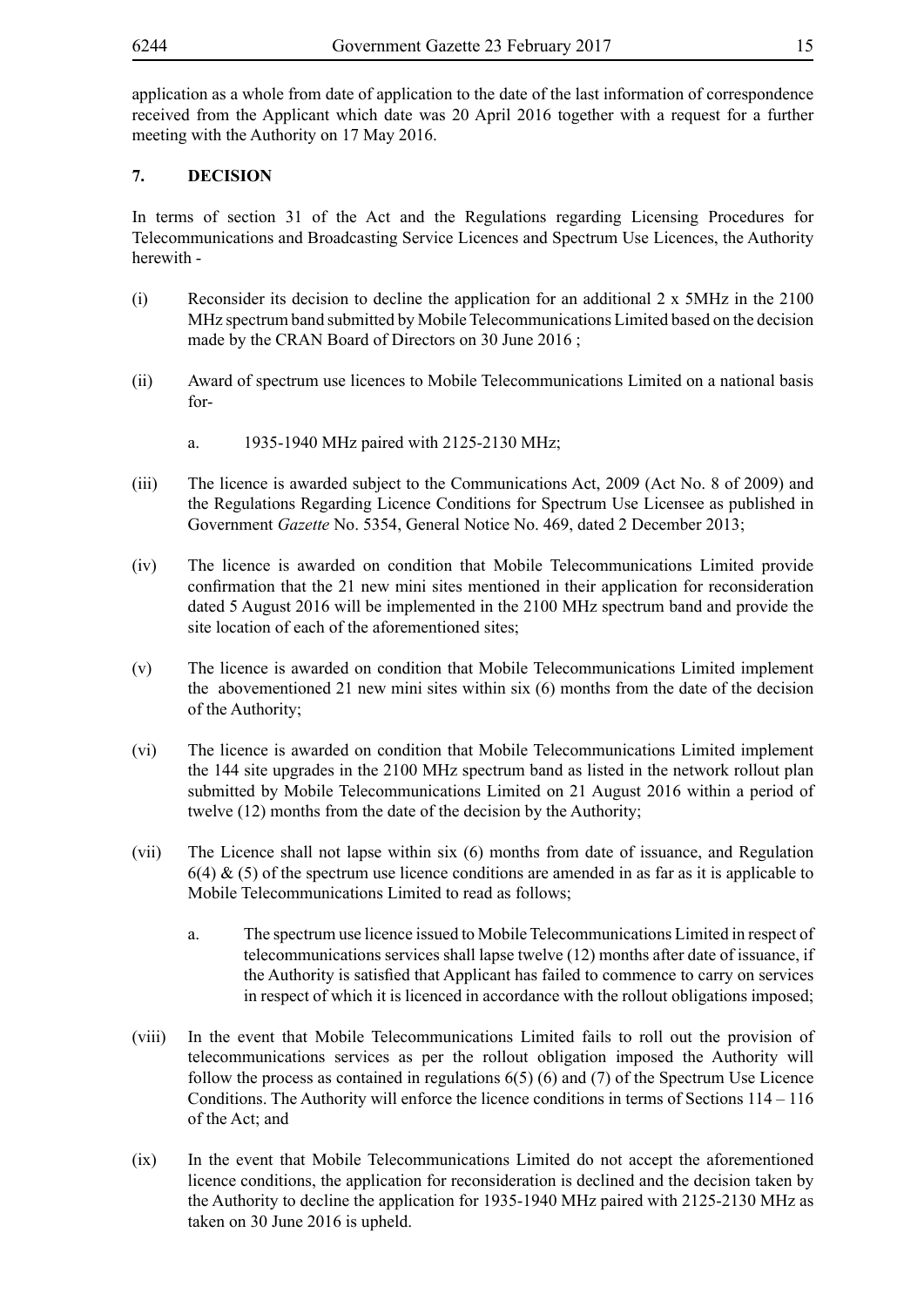application as a whole from date of application to the date of the last information of correspondence received from the Applicant which date was 20 April 2016 together with a request for a further meeting with the Authority on 17 May 2016.

## 7. DECISION

In terms of section 31 of the Act and the Regulations regarding Licensing Procedures for Telecommunications and Broadcasting Service Licences and Spectrum Use Licences, the Authority herewith -

(i) Reconsider its decision to decline the application for an additional 2 x 5MHz in the 2100 MHz spectrum band submitted by Mobile Telecommunications Limited based on the decision made by the CRAN Board of Directors on 30 June 2016 ;

(ii) Award of spectrum use licences to Mobile Telecommunications Limited on a national basis for-

a. 1935-1940 MHz paired with 2125-2130 MHz;

(iii) The licence is awarded subject to the Communications Act, 2009 (Act No. 8 of 2009) and the Regulations Regarding Licence Conditions for Spectrum Use Licensee as published in Government *Gazette* No. 5354, General Notice No. 469, dated 2 December 2013;

(iv) The licence is awarded on condition that Mobile Telecommunications Limited provide confirmation that the 21 new mini sites mentioned in their application for reconsideration dated 5 August 2016 will be implemented in the 2100 MHz spectrum band and provide the site location of each of the aforementioned sites;

(v) The licence is awarded on condition that Mobile Telecommunications Limited implement the abovementioned 21 new mini sites within six (6) months from the date of the decision of the Authority;

(vi) The licence is awarded on condition that Mobile Telecommunications Limited implement the 144 site upgrades in the 2100 MHz spectrum band as listed in the network rollout plan submitted by Mobile Telecommunications Limited on 21 August 2016 within a period of twelve (12) months from the date of the decision by the Authority;

(vii) The Licence shall not lapse within six (6) months from date of issuance, and Regulation 6(4) & (5) of the spectrum use licence conditions are amended in as far as it is applicable to Mobile Telecommunications Limited to read as follows;

a. The spectrum use licence issued to Mobile Telecommunications Limited in respect of telecommunications services shall lapse twelve (12) months after date of issuance, if the Authority is satisfied that Applicant has failed to commence to carry on services in respect of which it is licenced in accordance with the rollout obligations imposed;

(viii) In the event that Mobile Telecommunications Limited fails to roll out the provision of telecommunications services as per the rollout obligation imposed the Authority will follow the process as contained in regulations 6(5) (6) and (7) of the Spectrum Use Licence Conditions. The Authority will enforce the licence conditions in terms of Sections 114 – 116 of the Act; and

(ix) In the event that Mobile Telecommunications Limited do not accept the aforementioned licence conditions, the application for reconsideration is declined and the decision taken by the Authority to decline the application for 1935-1940 MHz paired with 2125-2130 MHz as taken on 30 June 2016 is upheld.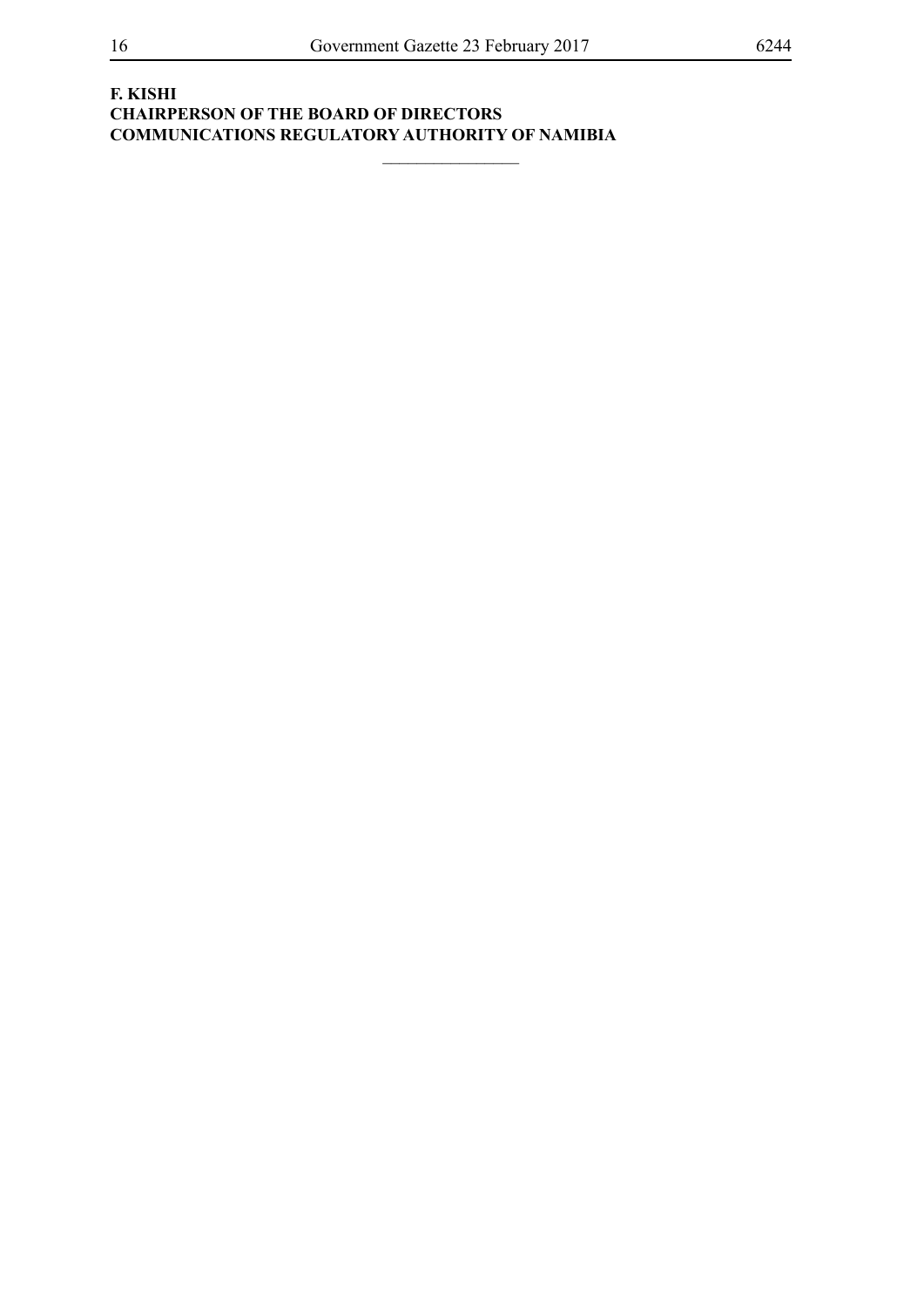**F. KISHI**
**CHAIRPERSON OF THE BOARD OF DIRECTORS**
**COMMUNICATIONS REGULATORY AUTHORITY OF NAMIBIA**